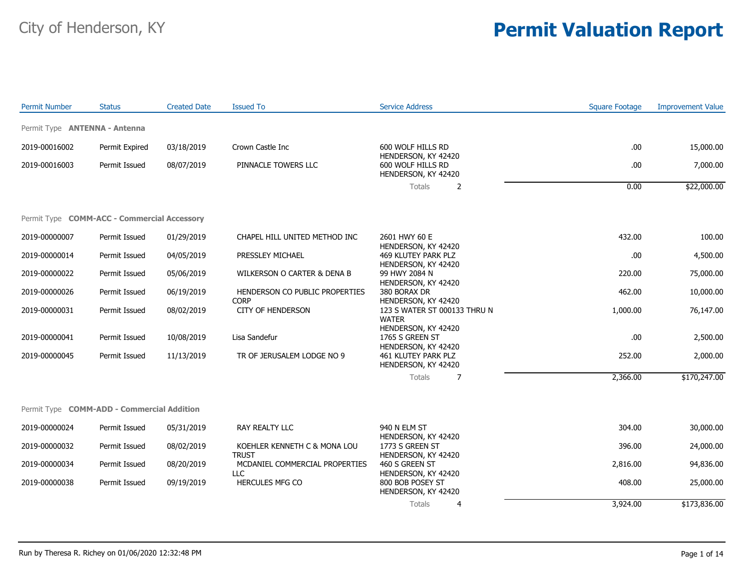City of Henderson, KY

# Permit Valuation Report

| Permit Number | Status | Created Date | Issued To | Service Address | Square Footage | Improvement Value |
|---|---|---|---|---|---|---|
| **Permit Type ANTENNA - Antenna** | | | | | | |
| 2019-00016002 | Permit Expired | 03/18/2019 | Crown Castle Inc | 600 WOLF HILLS RD HENDERSON, KY 42420 | .00 | 15,000.00 |
| 2019-00016003 | Permit Issued | 08/07/2019 | PINNACLE TOWERS LLC | 600 WOLF HILLS RD HENDERSON, KY 42420 | .00 | 7,000.00 |
| | | | | Totals 2 | 0.00 | $22,000.00 |
| **Permit Type COMM-ACC - Commercial Accessory** | | | | | | |
| 2019-00000007 | Permit Issued | 01/29/2019 | CHAPEL HILL UNITED METHOD INC | 2601 HWY 60 E HENDERSON, KY 42420 | 432.00 | 100.00 |
| 2019-00000014 | Permit Issued | 04/05/2019 | PRESSLEY MICHAEL | 469 KLUTEY PARK PLZ HENDERSON, KY 42420 | .00 | 4,500.00 |
| 2019-00000022 | Permit Issued | 05/06/2019 | WILKERSON O CARTER & DENA B | 99 HWY 2084 N HENDERSON, KY 42420 | 220.00 | 75,000.00 |
| 2019-00000026 | Permit Issued | 06/19/2019 | HENDERSON CO PUBLIC PROPERTIES CORP | 380 BORAX DR HENDERSON, KY 42420 | 462.00 | 10,000.00 |
| 2019-00000031 | Permit Issued | 08/02/2019 | CITY OF HENDERSON | 123 S WATER ST 000133 THRU N WATER HENDERSON, KY 42420 | 1,000.00 | 76,147.00 |
| 2019-00000041 | Permit Issued | 10/08/2019 | Lisa Sandefur | 1765 S GREEN ST HENDERSON, KY 42420 | .00 | 2,500.00 |
| 2019-00000045 | Permit Issued | 11/13/2019 | TR OF JERUSALEM LODGE NO 9 | 461 KLUTEY PARK PLZ HENDERSON, KY 42420 | 252.00 | 2,000.00 |
| | | | | Totals 7 | 2,366.00 | $170,247.00 |
| **Permit Type COMM-ADD - Commercial Addition** | | | | | | |
| 2019-00000024 | Permit Issued | 05/31/2019 | RAY REALTY LLC | 940 N ELM ST HENDERSON, KY 42420 | 304.00 | 30,000.00 |
| 2019-00000032 | Permit Issued | 08/02/2019 | KOEHLER KENNETH C & MONA LOU TRUST | 1773 S GREEN ST HENDERSON, KY 42420 | 396.00 | 24,000.00 |
| 2019-00000034 | Permit Issued | 08/20/2019 | MCDANIEL COMMERCIAL PROPERTIES LLC | 460 S GREEN ST HENDERSON, KY 42420 | 2,816.00 | 94,836.00 |
| 2019-00000038 | Permit Issued | 09/19/2019 | HERCULES MFG CO | 800 BOB POSEY ST HENDERSON, KY 42420 | 408.00 | 25,000.00 |
| | | | | Totals 4 | 3,924.00 | $173,836.00 |

Run by Theresa R. Richey on 01/06/2020 12:32:48 PM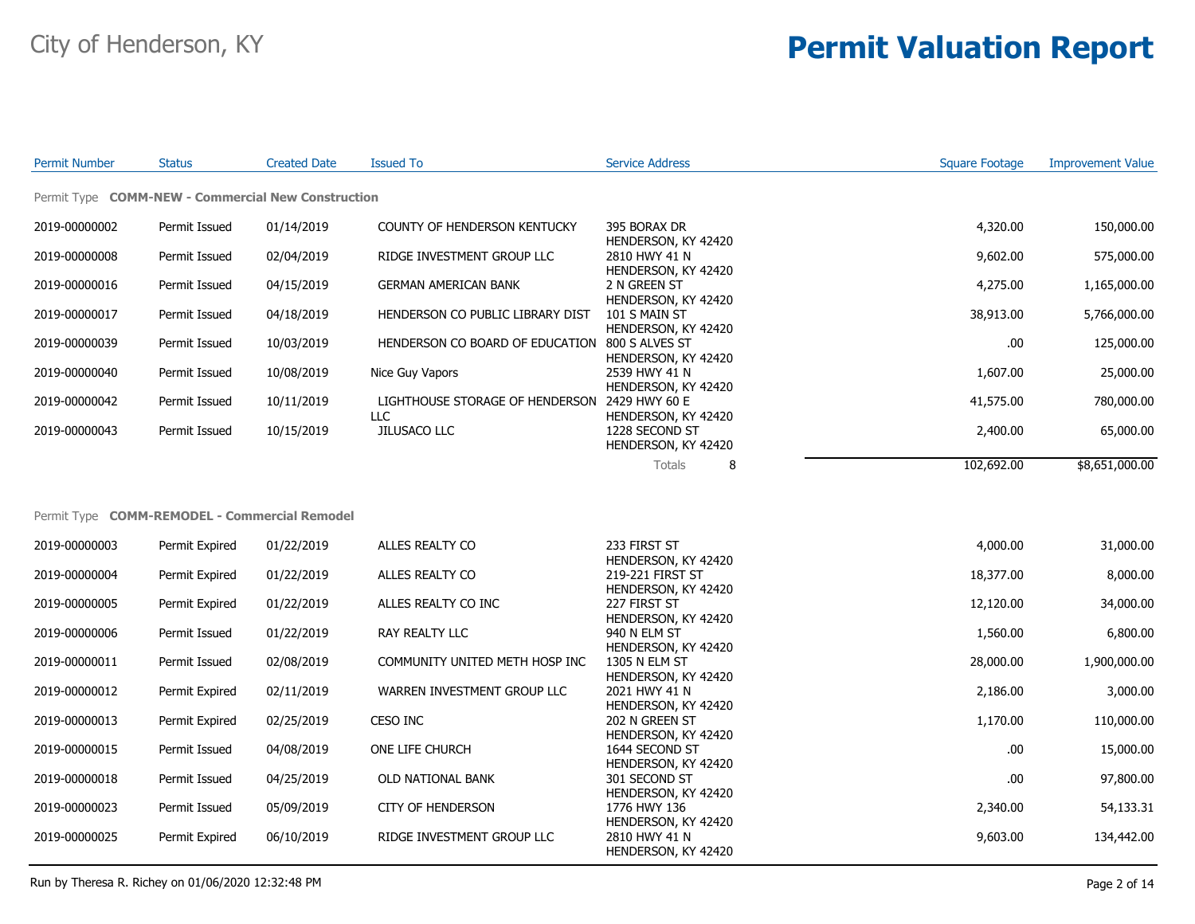# City of Henderson, KY

# Permit Valuation Report

| Permit Number | Status | Created Date | Issued To | Service Address | Square Footage | Improvement Value |
|---|---|---|---|---|---|---|
| **Permit Type COMM-NEW - Commercial New Construction** | | | | | | |
| 2019-00000002 | Permit Issued | 01/14/2019 | COUNTY OF HENDERSON KENTUCKY | 395 BORAX DR HENDERSON, KY 42420 | 4,320.00 | 150,000.00 |
| 2019-00000008 | Permit Issued | 02/04/2019 | RIDGE INVESTMENT GROUP LLC | 2810 HWY 41 N HENDERSON, KY 42420 | 9,602.00 | 575,000.00 |
| 2019-00000016 | Permit Issued | 04/15/2019 | GERMAN AMERICAN BANK | 2 N GREEN ST HENDERSON, KY 42420 | 4,275.00 | 1,165,000.00 |
| 2019-00000017 | Permit Issued | 04/18/2019 | HENDERSON CO PUBLIC LIBRARY DIST | 101 S MAIN ST HENDERSON, KY 42420 | 38,913.00 | 5,766,000.00 |
| 2019-00000039 | Permit Issued | 10/03/2019 | HENDERSON CO BOARD OF EDUCATION | 800 S ALVES ST HENDERSON, KY 42420 | .00 | 125,000.00 |
| 2019-00000040 | Permit Issued | 10/08/2019 | Nice Guy Vapors | 2539 HWY 41 N HENDERSON, KY 42420 | 1,607.00 | 25,000.00 |
| 2019-00000042 | Permit Issued | 10/11/2019 | LIGHTHOUSE STORAGE OF HENDERSON LLC | 2429 HWY 60 E HENDERSON, KY 42420 | 41,575.00 | 780,000.00 |
| 2019-00000043 | Permit Issued | 10/15/2019 | JILUSACO LLC | 1228 SECOND ST HENDERSON, KY 42420 | 2,400.00 | 65,000.00 |
| | | | | Totals 8 | 102,692.00 | $8,651,000.00 |
| **Permit Type COMM-REMODEL - Commercial Remodel** | | | | | | |
| 2019-00000003 | Permit Expired | 01/22/2019 | ALLES REALTY CO | 233 FIRST ST HENDERSON, KY 42420 | 4,000.00 | 31,000.00 |
| 2019-00000004 | Permit Expired | 01/22/2019 | ALLES REALTY CO | 219-221 FIRST ST HENDERSON, KY 42420 | 18,377.00 | 8,000.00 |
| 2019-00000005 | Permit Expired | 01/22/2019 | ALLES REALTY CO INC | 227 FIRST ST HENDERSON, KY 42420 | 12,120.00 | 34,000.00 |
| 2019-00000006 | Permit Issued | 01/22/2019 | RAY REALTY LLC | 940 N ELM ST HENDERSON, KY 42420 | 1,560.00 | 6,800.00 |
| 2019-00000011 | Permit Issued | 02/08/2019 | COMMUNITY UNITED METH HOSP INC | 1305 N ELM ST HENDERSON, KY 42420 | 28,000.00 | 1,900,000.00 |
| 2019-00000012 | Permit Expired | 02/11/2019 | WARREN INVESTMENT GROUP LLC | 2021 HWY 41 N HENDERSON, KY 42420 | 2,186.00 | 3,000.00 |
| 2019-00000013 | Permit Expired | 02/25/2019 | CESO INC | 202 N GREEN ST HENDERSON, KY 42420 | 1,170.00 | 110,000.00 |
| 2019-00000015 | Permit Issued | 04/08/2019 | ONE LIFE CHURCH | 1644 SECOND ST HENDERSON, KY 42420 | .00 | 15,000.00 |
| 2019-00000018 | Permit Issued | 04/25/2019 | OLD NATIONAL BANK | 301 SECOND ST HENDERSON, KY 42420 | .00 | 97,800.00 |
| 2019-00000023 | Permit Issued | 05/09/2019 | CITY OF HENDERSON | 1776 HWY 136 HENDERSON, KY 42420 | 2,340.00 | 54,133.31 |
| 2019-00000025 | Permit Expired | 06/10/2019 | RIDGE INVESTMENT GROUP LLC | 2810 HWY 41 N HENDERSON, KY 42420 | 9,603.00 | 134,442.00 |

Run by Theresa R. Richey on 01/06/2020 12:32:48 PM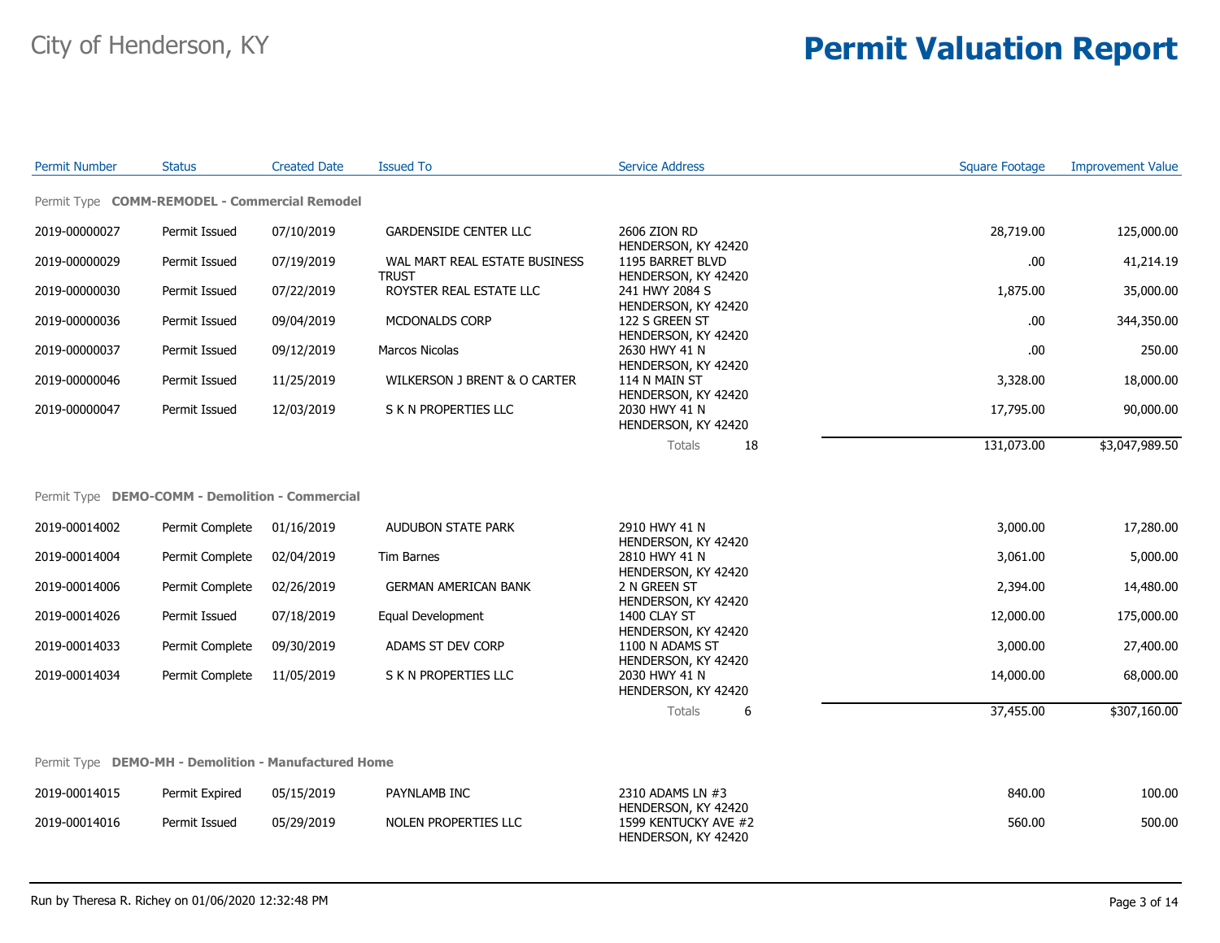City of Henderson, KY

# Permit Valuation Report

| Permit Number | Status | Created Date | Issued To | Service Address | Square Footage | Improvement Value |
|---|---|---|---|---|---|---|
| **Permit Type COMM-REMODEL - Commercial Remodel** | | | | | | |
| 2019-00000027 | Permit Issued | 07/10/2019 | GARDENSIDE CENTER LLC | 2606 ZION RD HENDERSON, KY 42420 | 28,719.00 | 125,000.00 |
| 2019-00000029 | Permit Issued | 07/19/2019 | WAL MART REAL ESTATE BUSINESS TRUST | 1195 BARRET BLVD HENDERSON, KY 42420 | .00 | 41,214.19 |
| 2019-00000030 | Permit Issued | 07/22/2019 | ROYSTER REAL ESTATE LLC | 241 HWY 2084 S HENDERSON, KY 42420 | 1,875.00 | 35,000.00 |
| 2019-00000036 | Permit Issued | 09/04/2019 | MCDONALDS CORP | 122 S GREEN ST HENDERSON, KY 42420 | .00 | 344,350.00 |
| 2019-00000037 | Permit Issued | 09/12/2019 | Marcos Nicolas | 2630 HWY 41 N HENDERSON, KY 42420 | .00 | 250.00 |
| 2019-00000046 | Permit Issued | 11/25/2019 | WILKERSON J BRENT & O CARTER | 114 N MAIN ST HENDERSON, KY 42420 | 3,328.00 | 18,000.00 |
| 2019-00000047 | Permit Issued | 12/03/2019 | S K N PROPERTIES LLC | 2030 HWY 41 N HENDERSON, KY 42420 | 17,795.00 | 90,000.00 |
| | | | | Totals 18 | 131,073.00 | $3,047,989.50 |
| **Permit Type DEMO-COMM - Demolition - Commercial** | | | | | | |
| 2019-00014002 | Permit Complete | 01/16/2019 | AUDUBON STATE PARK | 2910 HWY 41 N HENDERSON, KY 42420 | 3,000.00 | 17,280.00 |
| 2019-00014004 | Permit Complete | 02/04/2019 | Tim Barnes | 2810 HWY 41 N HENDERSON, KY 42420 | 3,061.00 | 5,000.00 |
| 2019-00014006 | Permit Complete | 02/26/2019 | GERMAN AMERICAN BANK | 2 N GREEN ST HENDERSON, KY 42420 | 2,394.00 | 14,480.00 |
| 2019-00014026 | Permit Issued | 07/18/2019 | Equal Development | 1400 CLAY ST HENDERSON, KY 42420 | 12,000.00 | 175,000.00 |
| 2019-00014033 | Permit Complete | 09/30/2019 | ADAMS ST DEV CORP | 1100 N ADAMS ST HENDERSON, KY 42420 | 3,000.00 | 27,400.00 |
| 2019-00014034 | Permit Complete | 11/05/2019 | S K N PROPERTIES LLC | 2030 HWY 41 N HENDERSON, KY 42420 | 14,000.00 | 68,000.00 |
| | | | | Totals 6 | 37,455.00 | $307,160.00 |
| **Permit Type DEMO-MH - Demolition - Manufactured Home** | | | | | | |
| 2019-00014015 | Permit Expired | 05/15/2019 | PAYNLAMB INC | 2310 ADAMS LN #3 HENDERSON, KY 42420 | 840.00 | 100.00 |
| 2019-00014016 | Permit Issued | 05/29/2019 | NOLEN PROPERTIES LLC | 1599 KENTUCKY AVE #2 HENDERSON, KY 42420 | 560.00 | 500.00 |

Run by Theresa R. Richey on 01/06/2020 12:32:48 PM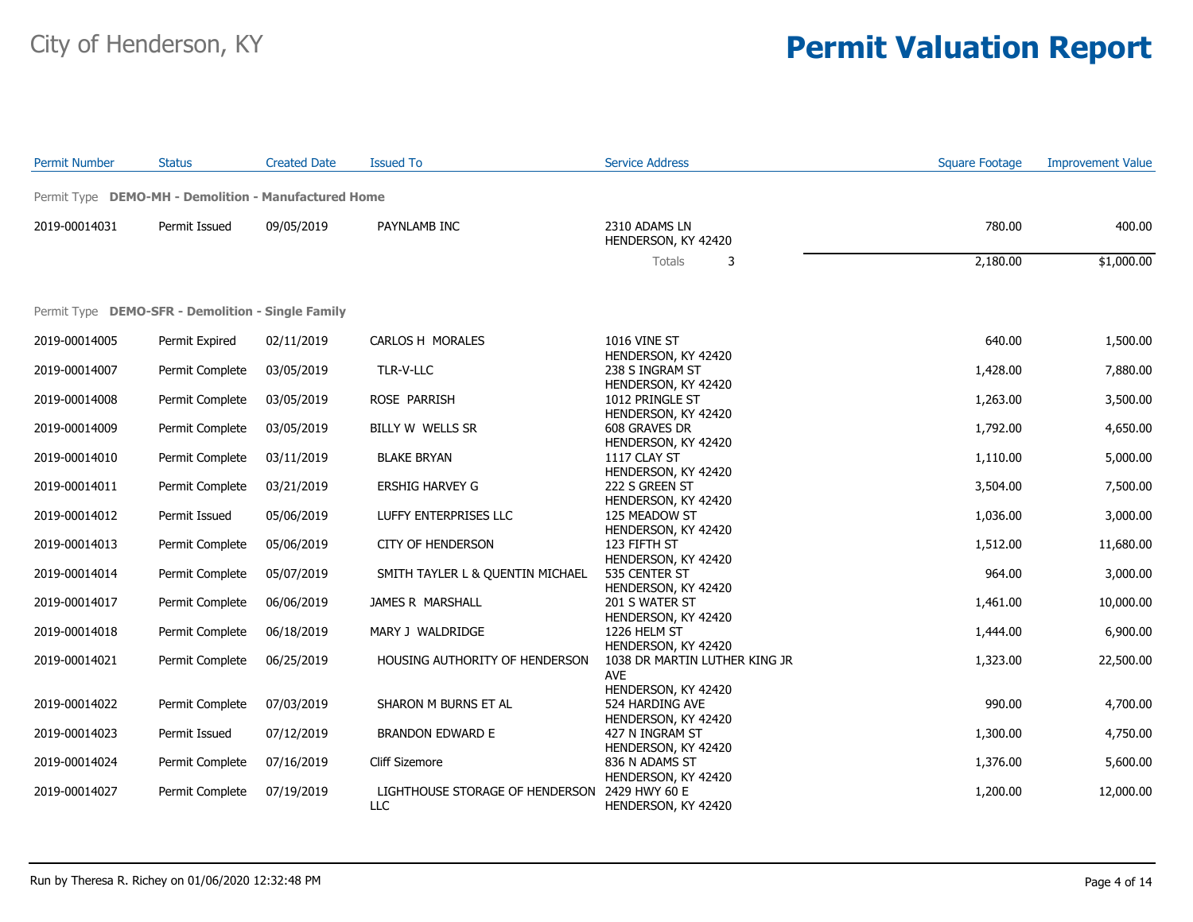City of Henderson, KY

# Permit Valuation Report

| Permit Number | Status | Created Date | Issued To | Service Address | Square Footage | Improvement Value |
|---|---|---|---|---|---|---|
| Permit Type **DEMO-MH - Demolition - Manufactured Home** | | | | | | |
| 2019-00014031 | Permit Issued | 09/05/2019 | PAYNLAMB INC | 2310 ADAMS LN HENDERSON, KY 42420 | 780.00 | 400.00 |
| | | | | Totals 3 | 2,180.00 | $1,000.00 |
| Permit Type **DEMO-SFR - Demolition - Single Family** | | | | | | |
| 2019-00014005 | Permit Expired | 02/11/2019 | CARLOS H MORALES | 1016 VINE ST HENDERSON, KY 42420 | 640.00 | 1,500.00 |
| 2019-00014007 | Permit Complete | 03/05/2019 | TLR-V-LLC | 238 S INGRAM ST HENDERSON, KY 42420 | 1,428.00 | 7,880.00 |
| 2019-00014008 | Permit Complete | 03/05/2019 | ROSE PARRISH | 1012 PRINGLE ST HENDERSON, KY 42420 | 1,263.00 | 3,500.00 |
| 2019-00014009 | Permit Complete | 03/05/2019 | BILLY W WELLS SR | 608 GRAVES DR HENDERSON, KY 42420 | 1,792.00 | 4,650.00 |
| 2019-00014010 | Permit Complete | 03/11/2019 | BLAKE BRYAN | 1117 CLAY ST HENDERSON, KY 42420 | 1,110.00 | 5,000.00 |
| 2019-00014011 | Permit Complete | 03/21/2019 | ERSHIG HARVEY G | 222 S GREEN ST HENDERSON, KY 42420 | 3,504.00 | 7,500.00 |
| 2019-00014012 | Permit Issued | 05/06/2019 | LUFFY ENTERPRISES LLC | 125 MEADOW ST HENDERSON, KY 42420 | 1,036.00 | 3,000.00 |
| 2019-00014013 | Permit Complete | 05/06/2019 | CITY OF HENDERSON | 123 FIFTH ST HENDERSON, KY 42420 | 1,512.00 | 11,680.00 |
| 2019-00014014 | Permit Complete | 05/07/2019 | SMITH TAYLER L & QUENTIN MICHAEL | 535 CENTER ST HENDERSON, KY 42420 | 964.00 | 3,000.00 |
| 2019-00014017 | Permit Complete | 06/06/2019 | JAMES R MARSHALL | 201 S WATER ST HENDERSON, KY 42420 | 1,461.00 | 10,000.00 |
| 2019-00014018 | Permit Complete | 06/18/2019 | MARY J WALDRIDGE | 1226 HELM ST HENDERSON, KY 42420 | 1,444.00 | 6,900.00 |
| 2019-00014021 | Permit Complete | 06/25/2019 | HOUSING AUTHORITY OF HENDERSON | 1038 DR MARTIN LUTHER KING JR AVE HENDERSON, KY 42420 | 1,323.00 | 22,500.00 |
| 2019-00014022 | Permit Complete | 07/03/2019 | SHARON M BURNS ET AL | 524 HARDING AVE HENDERSON, KY 42420 | 990.00 | 4,700.00 |
| 2019-00014023 | Permit Issued | 07/12/2019 | BRANDON EDWARD E | 427 N INGRAM ST HENDERSON, KY 42420 | 1,300.00 | 4,750.00 |
| 2019-00014024 | Permit Complete | 07/16/2019 | Cliff Sizemore | 836 N ADAMS ST HENDERSON, KY 42420 | 1,376.00 | 5,600.00 |
| 2019-00014027 | Permit Complete | 07/19/2019 | LIGHTHOUSE STORAGE OF HENDERSON LLC | 2429 HWY 60 E HENDERSON, KY 42420 | 1,200.00 | 12,000.00 |

Run by Theresa R. Richey on 01/06/2020 12:32:48 PM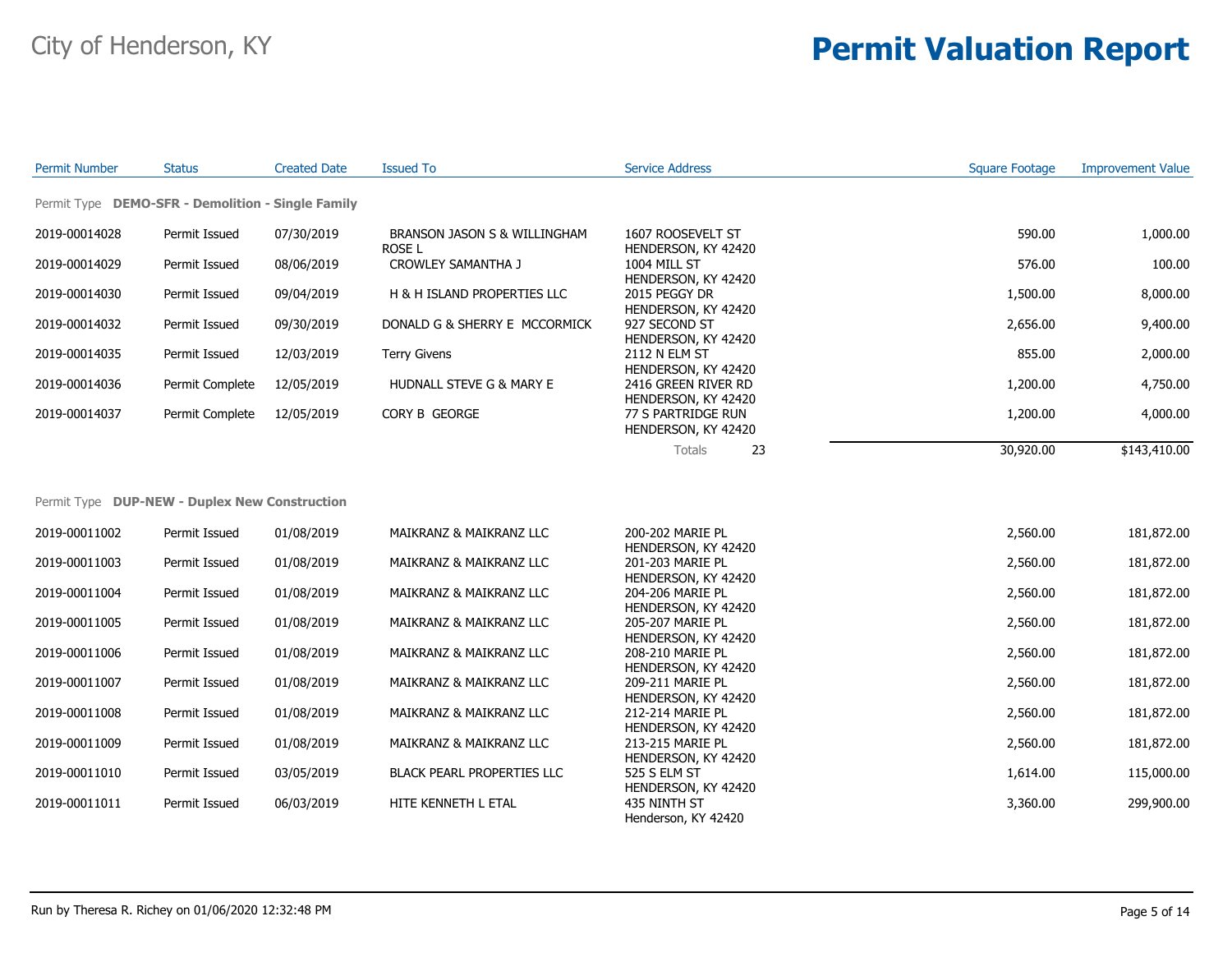# City of Henderson, KY

# Permit Valuation Report

| Permit Number | Status | Created Date | Issued To | Service Address | Square Footage | Improvement Value |
|---|---|---|---|---|---|---|
| **Permit Type DEMO-SFR - Demolition - Single Family** | | | | | | |
| 2019-00014028 | Permit Issued | 07/30/2019 | BRANSON JASON S & WILLINGHAM ROSE L | 1607 ROOSEVELT ST HENDERSON, KY 42420 | 590.00 | 1,000.00 |
| 2019-00014029 | Permit Issued | 08/06/2019 | CROWLEY SAMANTHA J | 1004 MILL ST HENDERSON, KY 42420 | 576.00 | 100.00 |
| 2019-00014030 | Permit Issued | 09/04/2019 | H & H ISLAND PROPERTIES LLC | 2015 PEGGY DR HENDERSON, KY 42420 | 1,500.00 | 8,000.00 |
| 2019-00014032 | Permit Issued | 09/30/2019 | DONALD G & SHERRY E MCCORMICK | 927 SECOND ST HENDERSON, KY 42420 | 2,656.00 | 9,400.00 |
| 2019-00014035 | Permit Issued | 12/03/2019 | Terry Givens | 2112 N ELM ST HENDERSON, KY 42420 | 855.00 | 2,000.00 |
| 2019-00014036 | Permit Complete | 12/05/2019 | HUDNALL STEVE G & MARY E | 2416 GREEN RIVER RD HENDERSON, KY 42420 | 1,200.00 | 4,750.00 |
| 2019-00014037 | Permit Complete | 12/05/2019 | CORY B GEORGE | 77 S PARTRIDGE RUN HENDERSON, KY 42420 | 1,200.00 | 4,000.00 |
| | | | | Totals 23 | 30,920.00 | $143,410.00 |
| **Permit Type DUP-NEW - Duplex New Construction** | | | | | | |
| 2019-00011002 | Permit Issued | 01/08/2019 | MAIKRANZ & MAIKRANZ LLC | 200-202 MARIE PL HENDERSON, KY 42420 | 2,560.00 | 181,872.00 |
| 2019-00011003 | Permit Issued | 01/08/2019 | MAIKRANZ & MAIKRANZ LLC | 201-203 MARIE PL HENDERSON, KY 42420 | 2,560.00 | 181,872.00 |
| 2019-00011004 | Permit Issued | 01/08/2019 | MAIKRANZ & MAIKRANZ LLC | 204-206 MARIE PL HENDERSON, KY 42420 | 2,560.00 | 181,872.00 |
| 2019-00011005 | Permit Issued | 01/08/2019 | MAIKRANZ & MAIKRANZ LLC | 205-207 MARIE PL HENDERSON, KY 42420 | 2,560.00 | 181,872.00 |
| 2019-00011006 | Permit Issued | 01/08/2019 | MAIKRANZ & MAIKRANZ LLC | 208-210 MARIE PL HENDERSON, KY 42420 | 2,560.00 | 181,872.00 |
| 2019-00011007 | Permit Issued | 01/08/2019 | MAIKRANZ & MAIKRANZ LLC | 209-211 MARIE PL HENDERSON, KY 42420 | 2,560.00 | 181,872.00 |
| 2019-00011008 | Permit Issued | 01/08/2019 | MAIKRANZ & MAIKRANZ LLC | 212-214 MARIE PL HENDERSON, KY 42420 | 2,560.00 | 181,872.00 |
| 2019-00011009 | Permit Issued | 01/08/2019 | MAIKRANZ & MAIKRANZ LLC | 213-215 MARIE PL HENDERSON, KY 42420 | 2,560.00 | 181,872.00 |
| 2019-00011010 | Permit Issued | 03/05/2019 | BLACK PEARL PROPERTIES LLC | 525 S ELM ST HENDERSON, KY 42420 | 1,614.00 | 115,000.00 |
| 2019-00011011 | Permit Issued | 06/03/2019 | HITE KENNETH L ETAL | 435 NINTH ST Henderson, KY 42420 | 3,360.00 | 299,900.00 |

Run by Theresa R. Richey on 01/06/2020 12:32:48 PM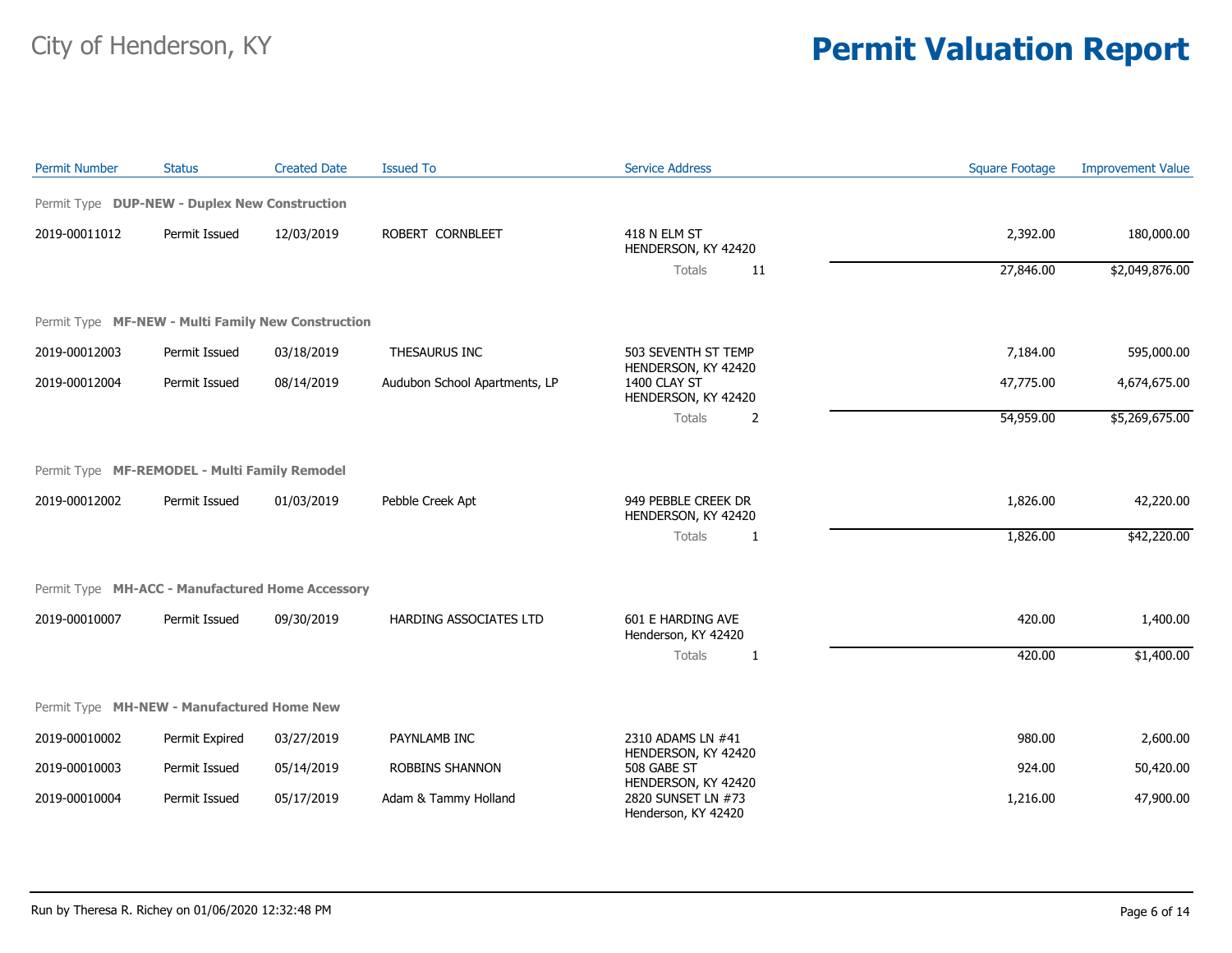# City of Henderson, KY

# Permit Valuation Report

| Permit Number | Status | Created Date | Issued To | Service Address | Square Footage | Improvement Value |
|---|---|---|---|---|---|---|
| **Permit Type DUP-NEW - Duplex New Construction** | | | | | | |
| 2019-00011012 | Permit Issued | 12/03/2019 | ROBERT CORNBLEET | 418 N ELM ST HENDERSON, KY 42420 | 2,392.00 | 180,000.00 |
| | | | | Totals 11 | 27,846.00 | $2,049,876.00 |
| **Permit Type MF-NEW - Multi Family New Construction** | | | | | | |
| 2019-00012003 | Permit Issued | 03/18/2019 | THESAURUS INC | 503 SEVENTH ST TEMP HENDERSON, KY 42420 | 7,184.00 | 595,000.00 |
| 2019-00012004 | Permit Issued | 08/14/2019 | Audubon School Apartments, LP | 1400 CLAY ST HENDERSON, KY 42420 | 47,775.00 | 4,674,675.00 |
| | | | | Totals 2 | 54,959.00 | $5,269,675.00 |
| **Permit Type MF-REMODEL - Multi Family Remodel** | | | | | | |
| 2019-00012002 | Permit Issued | 01/03/2019 | Pebble Creek Apt | 949 PEBBLE CREEK DR HENDERSON, KY 42420 | 1,826.00 | 42,220.00 |
| | | | | Totals 1 | 1,826.00 | $42,220.00 |
| **Permit Type MH-ACC - Manufactured Home Accessory** | | | | | | |
| 2019-00010007 | Permit Issued | 09/30/2019 | HARDING ASSOCIATES LTD | 601 E HARDING AVE Henderson, KY 42420 | 420.00 | 1,400.00 |
| | | | | Totals 1 | 420.00 | $1,400.00 |
| **Permit Type MH-NEW - Manufactured Home New** | | | | | | |
| 2019-00010002 | Permit Expired | 03/27/2019 | PAYNLAMB INC | 2310 ADAMS LN #41 HENDERSON, KY 42420 | 980.00 | 2,600.00 |
| 2019-00010003 | Permit Issued | 05/14/2019 | ROBBINS SHANNON | 508 GABE ST HENDERSON, KY 42420 | 924.00 | 50,420.00 |
| 2019-00010004 | Permit Issued | 05/17/2019 | Adam & Tammy Holland | 2820 SUNSET LN #73 Henderson, KY 42420 | 1,216.00 | 47,900.00 |

Run by Theresa R. Richey on 01/06/2020 12:32:48 PM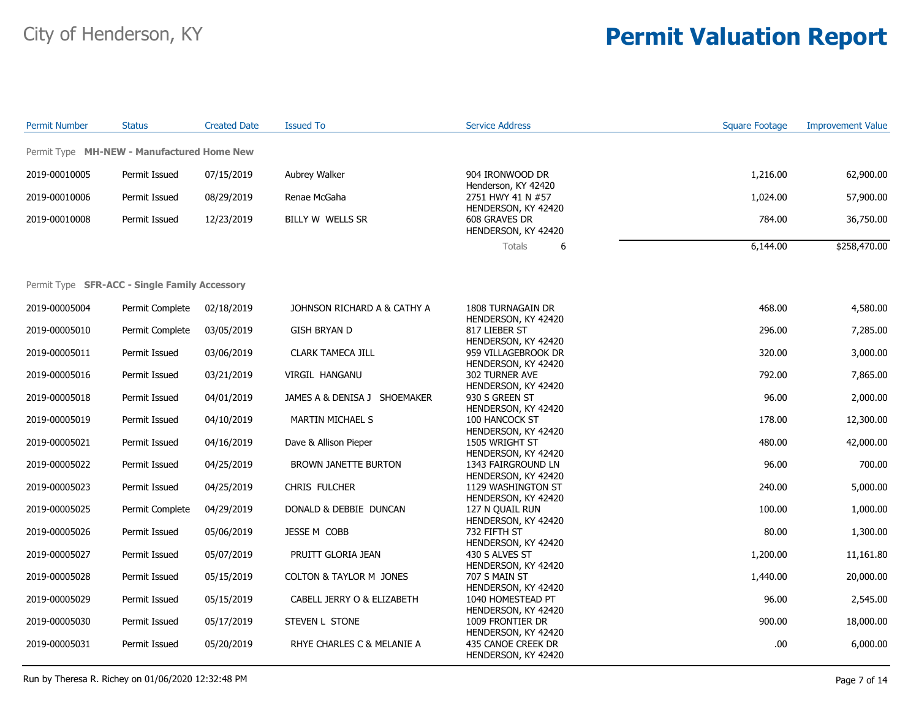# City of Henderson, KY

# Permit Valuation Report

| Permit Number | Status | Created Date | Issued To | Service Address | Square Footage | Improvement Value |
|---|---|---|---|---|---|---|
| **Permit Type MH-NEW - Manufactured Home New** | | | | | | |
| 2019-00010005 | Permit Issued | 07/15/2019 | Aubrey Walker | 904 IRONWOOD DR Henderson, KY 42420 | 1,216.00 | 62,900.00 |
| 2019-00010006 | Permit Issued | 08/29/2019 | Renae McGaha | 2751 HWY 41 N #57 HENDERSON, KY 42420 | 1,024.00 | 57,900.00 |
| 2019-00010008 | Permit Issued | 12/23/2019 | BILLY W WELLS SR | 608 GRAVES DR HENDERSON, KY 42420 | 784.00 | 36,750.00 |
| | | | | Totals 6 | 6,144.00 | $258,470.00 |
| **Permit Type SFR-ACC - Single Family Accessory** | | | | | | |
| 2019-00005004 | Permit Complete | 02/18/2019 | JOHNSON RICHARD A & CATHY A | 1808 TURNAGAIN DR HENDERSON, KY 42420 | 468.00 | 4,580.00 |
| 2019-00005010 | Permit Complete | 03/05/2019 | GISH BRYAN D | 817 LIEBER ST HENDERSON, KY 42420 | 296.00 | 7,285.00 |
| 2019-00005011 | Permit Issued | 03/06/2019 | CLARK TAMECA JILL | 959 VILLAGEBROOK DR HENDERSON, KY 42420 | 320.00 | 3,000.00 |
| 2019-00005016 | Permit Issued | 03/21/2019 | VIRGIL HANGANU | 302 TURNER AVE HENDERSON, KY 42420 | 792.00 | 7,865.00 |
| 2019-00005018 | Permit Issued | 04/01/2019 | JAMES A & DENISA J SHOEMAKER | 930 S GREEN ST HENDERSON, KY 42420 | 96.00 | 2,000.00 |
| 2019-00005019 | Permit Issued | 04/10/2019 | MARTIN MICHAEL S | 100 HANCOCK ST HENDERSON, KY 42420 | 178.00 | 12,300.00 |
| 2019-00005021 | Permit Issued | 04/16/2019 | Dave & Allison Pieper | 1505 WRIGHT ST HENDERSON, KY 42420 | 480.00 | 42,000.00 |
| 2019-00005022 | Permit Issued | 04/25/2019 | BROWN JANETTE BURTON | 1343 FAIRGROUND LN HENDERSON, KY 42420 | 96.00 | 700.00 |
| 2019-00005023 | Permit Issued | 04/25/2019 | CHRIS FULCHER | 1129 WASHINGTON ST HENDERSON, KY 42420 | 240.00 | 5,000.00 |
| 2019-00005025 | Permit Complete | 04/29/2019 | DONALD & DEBBIE DUNCAN | 127 N QUAIL RUN HENDERSON, KY 42420 | 100.00 | 1,000.00 |
| 2019-00005026 | Permit Issued | 05/06/2019 | JESSE M COBB | 732 FIFTH ST HENDERSON, KY 42420 | 80.00 | 1,300.00 |
| 2019-00005027 | Permit Issued | 05/07/2019 | PRUITT GLORIA JEAN | 430 S ALVES ST HENDERSON, KY 42420 | 1,200.00 | 11,161.80 |
| 2019-00005028 | Permit Issued | 05/15/2019 | COLTON & TAYLOR M JONES | 707 S MAIN ST HENDERSON, KY 42420 | 1,440.00 | 20,000.00 |
| 2019-00005029 | Permit Issued | 05/15/2019 | CABELL JERRY O & ELIZABETH | 1040 HOMESTEAD PT HENDERSON, KY 42420 | 96.00 | 2,545.00 |
| 2019-00005030 | Permit Issued | 05/17/2019 | STEVEN L STONE | 1009 FRONTIER DR HENDERSON, KY 42420 | 900.00 | 18,000.00 |
| 2019-00005031 | Permit Issued | 05/20/2019 | RHYE CHARLES C & MELANIE A | 435 CANOE CREEK DR HENDERSON, KY 42420 | .00 | 6,000.00 |

Run by Theresa R. Richey on 01/06/2020 12:32:48 PM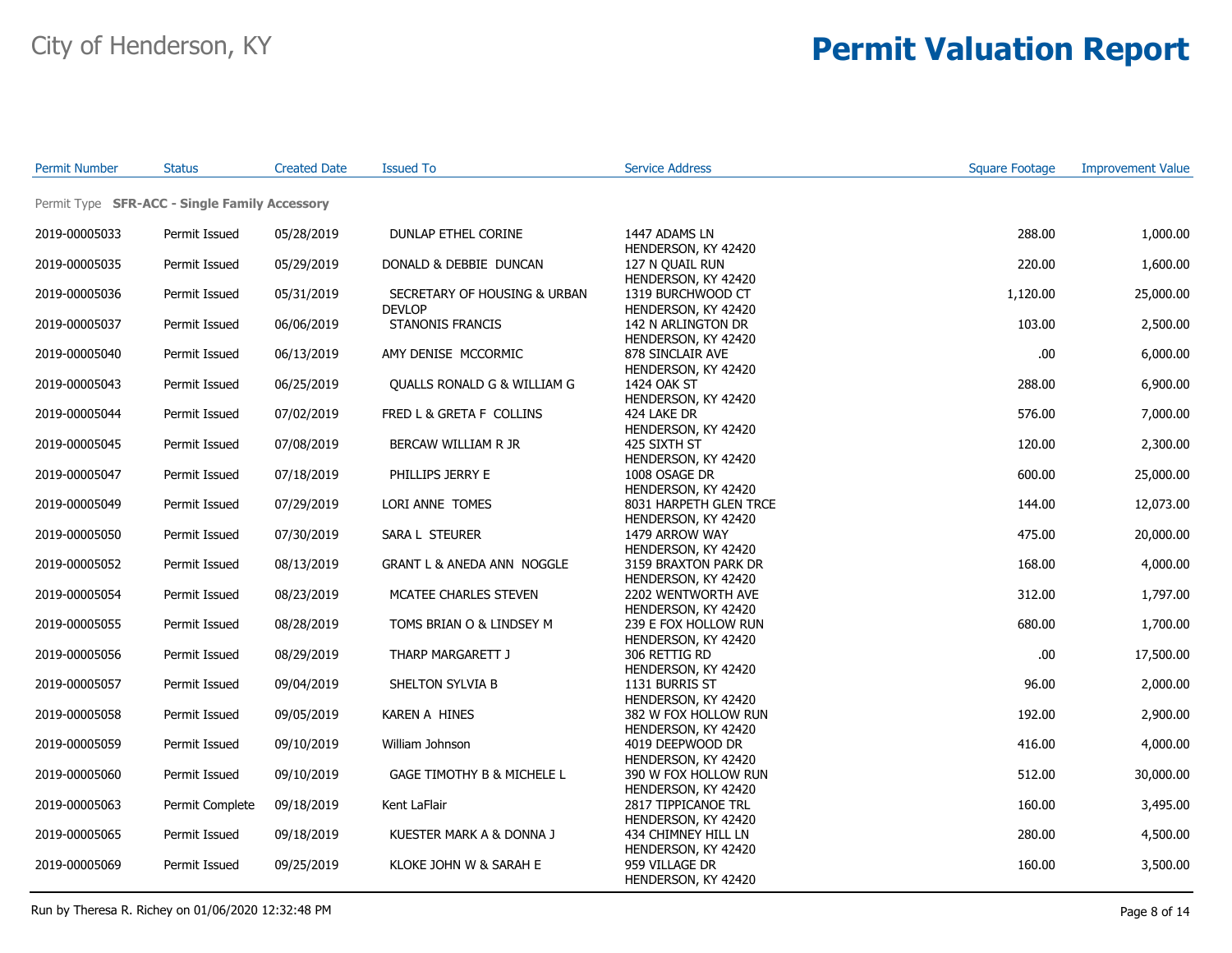# City of Henderson, KY

# Permit Valuation Report

| Permit Number | Status | Created Date | Issued To | Service Address | Square Footage | Improvement Value |
|---|---|---|---|---|---|---|
| **Permit Type SFR-ACC - Single Family Accessory** | | | | | | |
| 2019-00005033 | Permit Issued | 05/28/2019 | DUNLAP ETHEL CORINE | 1447 ADAMS LN HENDERSON, KY 42420 | 288.00 | 1,000.00 |
| 2019-00005035 | Permit Issued | 05/29/2019 | DONALD & DEBBIE DUNCAN | 127 N QUAIL RUN HENDERSON, KY 42420 | 220.00 | 1,600.00 |
| 2019-00005036 | Permit Issued | 05/31/2019 | SECRETARY OF HOUSING & URBAN DEVLOP | 1319 BURCHWOOD CT HENDERSON, KY 42420 | 1,120.00 | 25,000.00 |
| 2019-00005037 | Permit Issued | 06/06/2019 | STANONIS FRANCIS | 142 N ARLINGTON DR HENDERSON, KY 42420 | 103.00 | 2,500.00 |
| 2019-00005040 | Permit Issued | 06/13/2019 | AMY DENISE MCCORMIC | 878 SINCLAIR AVE HENDERSON, KY 42420 | .00 | 6,000.00 |
| 2019-00005043 | Permit Issued | 06/25/2019 | QUALLS RONALD G & WILLIAM G | 1424 OAK ST HENDERSON, KY 42420 | 288.00 | 6,900.00 |
| 2019-00005044 | Permit Issued | 07/02/2019 | FRED L & GRETA F COLLINS | 424 LAKE DR HENDERSON, KY 42420 | 576.00 | 7,000.00 |
| 2019-00005045 | Permit Issued | 07/08/2019 | BERCAW WILLIAM R JR | 425 SIXTH ST HENDERSON, KY 42420 | 120.00 | 2,300.00 |
| 2019-00005047 | Permit Issued | 07/18/2019 | PHILLIPS JERRY E | 1008 OSAGE DR HENDERSON, KY 42420 | 600.00 | 25,000.00 |
| 2019-00005049 | Permit Issued | 07/29/2019 | LORI ANNE TOMES | 8031 HARPETH GLEN TRCE HENDERSON, KY 42420 | 144.00 | 12,073.00 |
| 2019-00005050 | Permit Issued | 07/30/2019 | SARA L STEURER | 1479 ARROW WAY HENDERSON, KY 42420 | 475.00 | 20,000.00 |
| 2019-00005052 | Permit Issued | 08/13/2019 | GRANT L & ANEDA ANN NOGGLE | 3159 BRAXTON PARK DR HENDERSON, KY 42420 | 168.00 | 4,000.00 |
| 2019-00005054 | Permit Issued | 08/23/2019 | MCATEE CHARLES STEVEN | 2202 WENTWORTH AVE HENDERSON, KY 42420 | 312.00 | 1,797.00 |
| 2019-00005055 | Permit Issued | 08/28/2019 | TOMS BRIAN O & LINDSEY M | 239 E FOX HOLLOW RUN HENDERSON, KY 42420 | 680.00 | 1,700.00 |
| 2019-00005056 | Permit Issued | 08/29/2019 | THARP MARGARETT J | 306 RETTIG RD HENDERSON, KY 42420 | .00 | 17,500.00 |
| 2019-00005057 | Permit Issued | 09/04/2019 | SHELTON SYLVIA B | 1131 BURRIS ST HENDERSON, KY 42420 | 96.00 | 2,000.00 |
| 2019-00005058 | Permit Issued | 09/05/2019 | KAREN A HINES | 382 W FOX HOLLOW RUN HENDERSON, KY 42420 | 192.00 | 2,900.00 |
| 2019-00005059 | Permit Issued | 09/10/2019 | William Johnson | 4019 DEEPWOOD DR HENDERSON, KY 42420 | 416.00 | 4,000.00 |
| 2019-00005060 | Permit Issued | 09/10/2019 | GAGE TIMOTHY B & MICHELE L | 390 W FOX HOLLOW RUN HENDERSON, KY 42420 | 512.00 | 30,000.00 |
| 2019-00005063 | Permit Complete | 09/18/2019 | Kent LaFlair | 2817 TIPPICANOE TRL HENDERSON, KY 42420 | 160.00 | 3,495.00 |
| 2019-00005065 | Permit Issued | 09/18/2019 | KUESTER MARK A & DONNA J | 434 CHIMNEY HILL LN HENDERSON, KY 42420 | 280.00 | 4,500.00 |
| 2019-00005069 | Permit Issued | 09/25/2019 | KLOKE JOHN W & SARAH E | 959 VILLAGE DR HENDERSON, KY 42420 | 160.00 | 3,500.00 |

Run by Theresa R. Richey on 01/06/2020 12:32:48 PM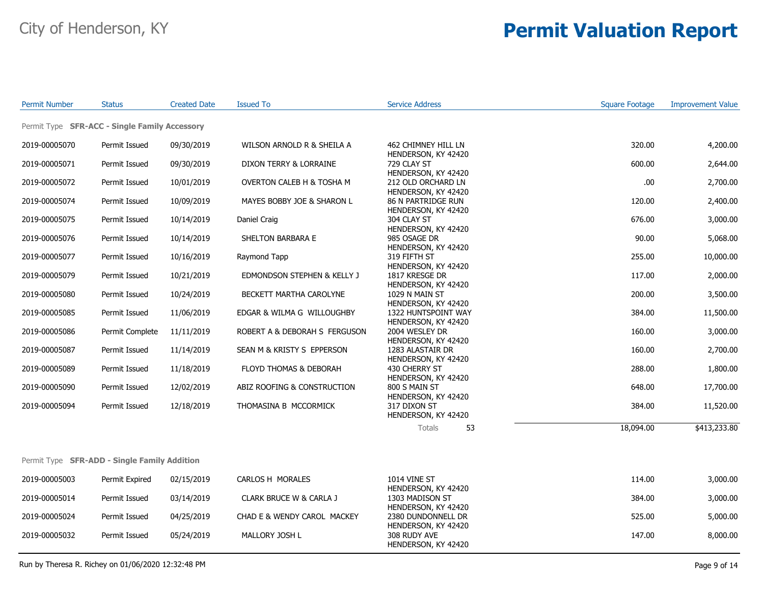City of Henderson, KY

# Permit Valuation Report

| Permit Number | Status | Created Date | Issued To | Service Address | Square Footage | Improvement Value |
|---|---|---|---|---|---|---|
| **Permit Type SFR-ACC - Single Family Accessory** | | | | | | |
| 2019-00005070 | Permit Issued | 09/30/2019 | WILSON ARNOLD R & SHEILA A | 462 CHIMNEY HILL LN HENDERSON, KY 42420 | 320.00 | 4,200.00 |
| 2019-00005071 | Permit Issued | 09/30/2019 | DIXON TERRY & LORRAINE | 729 CLAY ST HENDERSON, KY 42420 | 600.00 | 2,644.00 |
| 2019-00005072 | Permit Issued | 10/01/2019 | OVERTON CALEB H & TOSHA M | 212 OLD ORCHARD LN HENDERSON, KY 42420 | .00 | 2,700.00 |
| 2019-00005074 | Permit Issued | 10/09/2019 | MAYES BOBBY JOE & SHARON L | 86 N PARTRIDGE RUN HENDERSON, KY 42420 | 120.00 | 2,400.00 |
| 2019-00005075 | Permit Issued | 10/14/2019 | Daniel Craig | 304 CLAY ST HENDERSON, KY 42420 | 676.00 | 3,000.00 |
| 2019-00005076 | Permit Issued | 10/14/2019 | SHELTON BARBARA E | 985 OSAGE DR HENDERSON, KY 42420 | 90.00 | 5,068.00 |
| 2019-00005077 | Permit Issued | 10/16/2019 | Raymond Tapp | 319 FIFTH ST HENDERSON, KY 42420 | 255.00 | 10,000.00 |
| 2019-00005079 | Permit Issued | 10/21/2019 | EDMONDSON STEPHEN & KELLY J | 1817 KRESGE DR HENDERSON, KY 42420 | 117.00 | 2,000.00 |
| 2019-00005080 | Permit Issued | 10/24/2019 | BECKETT MARTHA CAROLYNE | 1029 N MAIN ST HENDERSON, KY 42420 | 200.00 | 3,500.00 |
| 2019-00005085 | Permit Issued | 11/06/2019 | EDGAR & WILMA G WILLOUGHBY | 1322 HUNTSPOINT WAY HENDERSON, KY 42420 | 384.00 | 11,500.00 |
| 2019-00005086 | Permit Complete | 11/11/2019 | ROBERT A & DEBORAH S FERGUSON | 2004 WESLEY DR HENDERSON, KY 42420 | 160.00 | 3,000.00 |
| 2019-00005087 | Permit Issued | 11/14/2019 | SEAN M & KRISTY S EPPERSON | 1283 ALASTAIR DR HENDERSON, KY 42420 | 160.00 | 2,700.00 |
| 2019-00005089 | Permit Issued | 11/18/2019 | FLOYD THOMAS & DEBORAH | 430 CHERRY ST HENDERSON, KY 42420 | 288.00 | 1,800.00 |
| 2019-00005090 | Permit Issued | 12/02/2019 | ABIZ ROOFING & CONSTRUCTION | 800 S MAIN ST HENDERSON, KY 42420 | 648.00 | 17,700.00 |
| 2019-00005094 | Permit Issued | 12/18/2019 | THOMASINA B MCCORMICK | 317 DIXON ST HENDERSON, KY 42420 | 384.00 | 11,520.00 |
| | | | | Totals 53 | 18,094.00 | $413,233.80 |
| **Permit Type SFR-ADD - Single Family Addition** | | | | | | |
| 2019-00005003 | Permit Expired | 02/15/2019 | CARLOS H MORALES | 1014 VINE ST HENDERSON, KY 42420 | 114.00 | 3,000.00 |
| 2019-00005014 | Permit Issued | 03/14/2019 | CLARK BRUCE W & CARLA J | 1303 MADISON ST HENDERSON, KY 42420 | 384.00 | 3,000.00 |
| 2019-00005024 | Permit Issued | 04/25/2019 | CHAD E & WENDY CAROL MACKEY | 2380 DUNDONNELL DR HENDERSON, KY 42420 | 525.00 | 5,000.00 |
| 2019-00005032 | Permit Issued | 05/24/2019 | MALLORY JOSH L | 308 RUDY AVE HENDERSON, KY 42420 | 147.00 | 8,000.00 |

Run by Theresa R. Richey on 01/06/2020 12:32:48 PM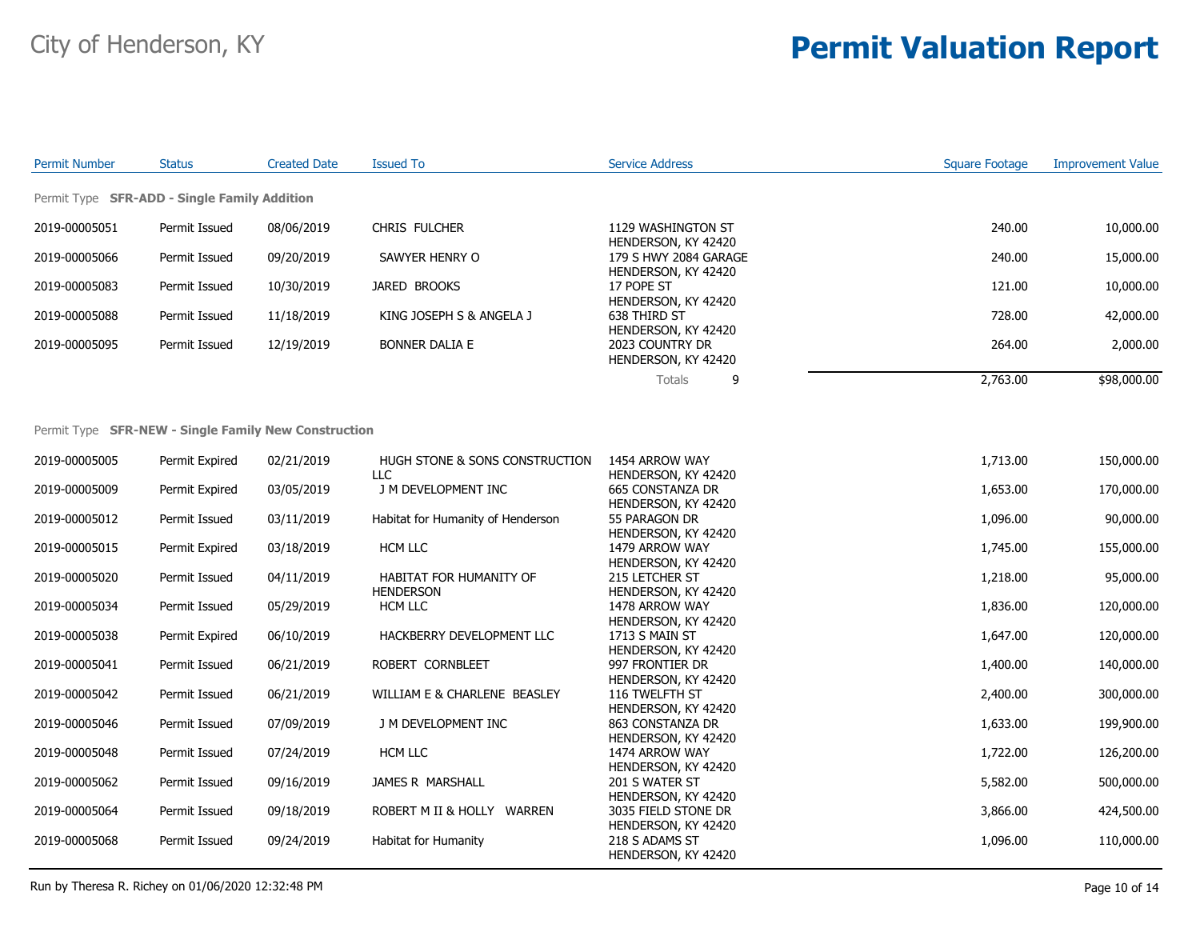# City of Henderson, KY

# Permit Valuation Report

| Permit Number | Status | Created Date | Issued To | Service Address | Square Footage | Improvement Value |
|---|---|---|---|---|---|---|
| **Permit Type SFR-ADD - Single Family Addition** | | | | | | |
| 2019-00005051 | Permit Issued | 08/06/2019 | CHRIS FULCHER | 1129 WASHINGTON ST HENDERSON, KY 42420 | 240.00 | 10,000.00 |
| 2019-00005066 | Permit Issued | 09/20/2019 | SAWYER HENRY O | 179 S HWY 2084 GARAGE HENDERSON, KY 42420 | 240.00 | 15,000.00 |
| 2019-00005083 | Permit Issued | 10/30/2019 | JARED BROOKS | 17 POPE ST HENDERSON, KY 42420 | 121.00 | 10,000.00 |
| 2019-00005088 | Permit Issued | 11/18/2019 | KING JOSEPH S & ANGELA J | 638 THIRD ST HENDERSON, KY 42420 | 728.00 | 42,000.00 |
| 2019-00005095 | Permit Issued | 12/19/2019 | BONNER DALIA E | 2023 COUNTRY DR HENDERSON, KY 42420 | 264.00 | 2,000.00 |
| | | | | Totals 9 | 2,763.00 | $98,000.00 |
| **Permit Type SFR-NEW - Single Family New Construction** | | | | | | |
| 2019-00005005 | Permit Expired | 02/21/2019 | HUGH STONE & SONS CONSTRUCTION LLC | 1454 ARROW WAY HENDERSON, KY 42420 | 1,713.00 | 150,000.00 |
| 2019-00005009 | Permit Expired | 03/05/2019 | J M DEVELOPMENT INC | 665 CONSTANZA DR HENDERSON, KY 42420 | 1,653.00 | 170,000.00 |
| 2019-00005012 | Permit Issued | 03/11/2019 | Habitat for Humanity of Henderson | 55 PARAGON DR HENDERSON, KY 42420 | 1,096.00 | 90,000.00 |
| 2019-00005015 | Permit Expired | 03/18/2019 | HCM LLC | 1479 ARROW WAY HENDERSON, KY 42420 | 1,745.00 | 155,000.00 |
| 2019-00005020 | Permit Issued | 04/11/2019 | HABITAT FOR HUMANITY OF HENDERSON | 215 LETCHER ST HENDERSON, KY 42420 | 1,218.00 | 95,000.00 |
| 2019-00005034 | Permit Issued | 05/29/2019 | HCM LLC | 1478 ARROW WAY HENDERSON, KY 42420 | 1,836.00 | 120,000.00 |
| 2019-00005038 | Permit Expired | 06/10/2019 | HACKBERRY DEVELOPMENT LLC | 1713 S MAIN ST HENDERSON, KY 42420 | 1,647.00 | 120,000.00 |
| 2019-00005041 | Permit Issued | 06/21/2019 | ROBERT CORNBLEET | 997 FRONTIER DR HENDERSON, KY 42420 | 1,400.00 | 140,000.00 |
| 2019-00005042 | Permit Issued | 06/21/2019 | WILLIAM E & CHARLENE BEASLEY | 116 TWELFTH ST HENDERSON, KY 42420 | 2,400.00 | 300,000.00 |
| 2019-00005046 | Permit Issued | 07/09/2019 | J M DEVELOPMENT INC | 863 CONSTANZA DR HENDERSON, KY 42420 | 1,633.00 | 199,900.00 |
| 2019-00005048 | Permit Issued | 07/24/2019 | HCM LLC | 1474 ARROW WAY HENDERSON, KY 42420 | 1,722.00 | 126,200.00 |
| 2019-00005062 | Permit Issued | 09/16/2019 | JAMES R MARSHALL | 201 S WATER ST HENDERSON, KY 42420 | 5,582.00 | 500,000.00 |
| 2019-00005064 | Permit Issued | 09/18/2019 | ROBERT M II & HOLLY WARREN | 3035 FIELD STONE DR HENDERSON, KY 42420 | 3,866.00 | 424,500.00 |
| 2019-00005068 | Permit Issued | 09/24/2019 | Habitat for Humanity | 218 S ADAMS ST HENDERSON, KY 42420 | 1,096.00 | 110,000.00 |

Run by Theresa R. Richey on 01/06/2020 12:32:48 PM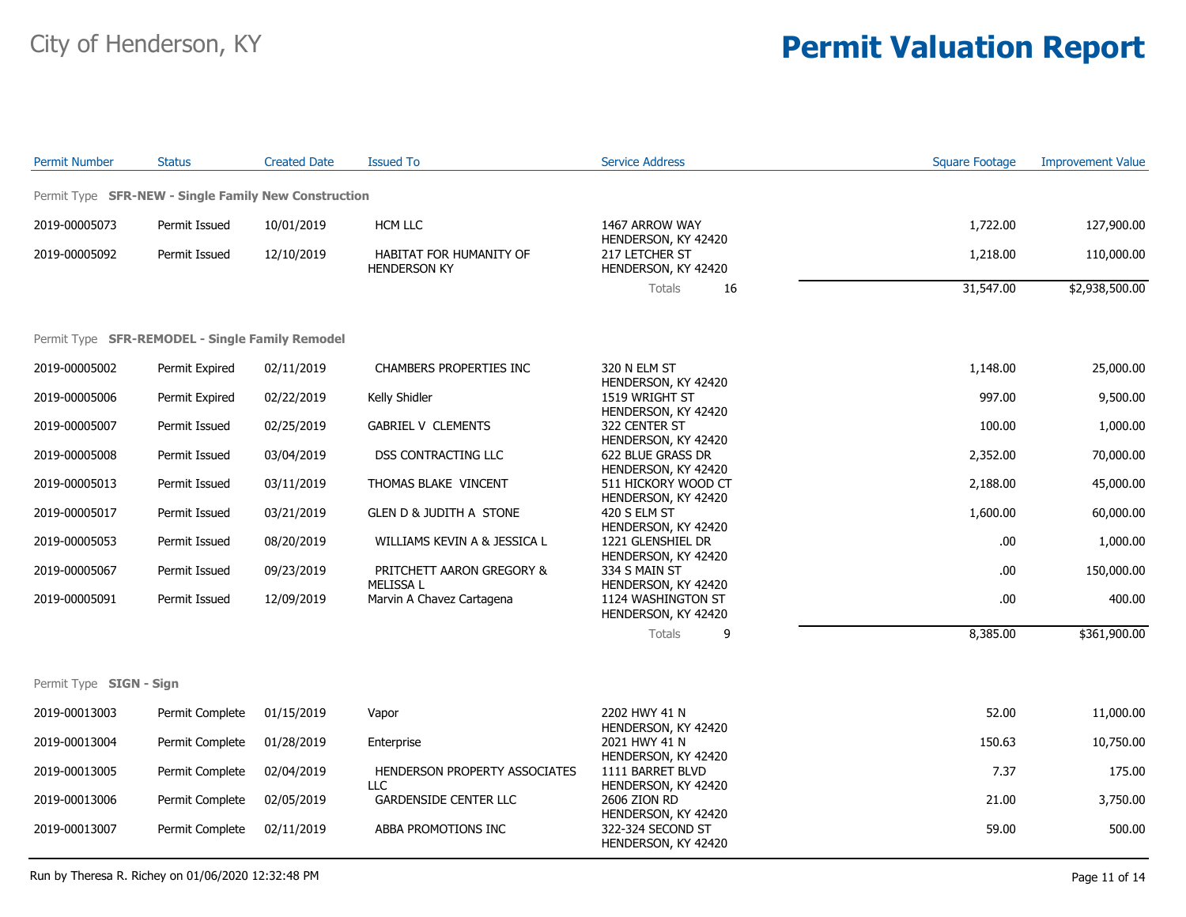City of Henderson, KY

# Permit Valuation Report

| Permit Number | Status | Created Date | Issued To | Service Address | Square Footage | Improvement Value |
|---|---|---|---|---|---|---|
| **Permit Type SFR-NEW - Single Family New Construction** | | | | | | |
| 2019-00005073 | Permit Issued | 10/01/2019 | HCM LLC | 1467 ARROW WAY HENDERSON, KY 42420 | 1,722.00 | 127,900.00 |
| 2019-00005092 | Permit Issued | 12/10/2019 | HABITAT FOR HUMANITY OF HENDERSON KY | 217 LETCHER ST HENDERSON, KY 42420 | 1,218.00 | 110,000.00 |
| | | | | Totals 16 | 31,547.00 | $2,938,500.00 |
| **Permit Type SFR-REMODEL - Single Family Remodel** | | | | | | |
| 2019-00005002 | Permit Expired | 02/11/2019 | CHAMBERS PROPERTIES INC | 320 N ELM ST HENDERSON, KY 42420 | 1,148.00 | 25,000.00 |
| 2019-00005006 | Permit Expired | 02/22/2019 | Kelly Shidler | 1519 WRIGHT ST HENDERSON, KY 42420 | 997.00 | 9,500.00 |
| 2019-00005007 | Permit Issued | 02/25/2019 | GABRIEL V CLEMENTS | 322 CENTER ST HENDERSON, KY 42420 | 100.00 | 1,000.00 |
| 2019-00005008 | Permit Issued | 03/04/2019 | DSS CONTRACTING LLC | 622 BLUE GRASS DR HENDERSON, KY 42420 | 2,352.00 | 70,000.00 |
| 2019-00005013 | Permit Issued | 03/11/2019 | THOMAS BLAKE VINCENT | 511 HICKORY WOOD CT HENDERSON, KY 42420 | 2,188.00 | 45,000.00 |
| 2019-00005017 | Permit Issued | 03/21/2019 | GLEN D & JUDITH A STONE | 420 S ELM ST HENDERSON, KY 42420 | 1,600.00 | 60,000.00 |
| 2019-00005053 | Permit Issued | 08/20/2019 | WILLIAMS KEVIN A & JESSICA L | 1221 GLENSHIEL DR HENDERSON, KY 42420 | .00 | 1,000.00 |
| 2019-00005067 | Permit Issued | 09/23/2019 | PRITCHETT AARON GREGORY & MELISSA L | 334 S MAIN ST HENDERSON, KY 42420 | .00 | 150,000.00 |
| 2019-00005091 | Permit Issued | 12/09/2019 | Marvin A Chavez Cartagena | 1124 WASHINGTON ST HENDERSON, KY 42420 | .00 | 400.00 |
| | | | | Totals 9 | 8,385.00 | $361,900.00 |
| **Permit Type SIGN - Sign** | | | | | | |
| 2019-00013003 | Permit Complete | 01/15/2019 | Vapor | 2202 HWY 41 N HENDERSON, KY 42420 | 52.00 | 11,000.00 |
| 2019-00013004 | Permit Complete | 01/28/2019 | Enterprise | 2021 HWY 41 N HENDERSON, KY 42420 | 150.63 | 10,750.00 |
| 2019-00013005 | Permit Complete | 02/04/2019 | HENDERSON PROPERTY ASSOCIATES LLC | 1111 BARRET BLVD HENDERSON, KY 42420 | 7.37 | 175.00 |
| 2019-00013006 | Permit Complete | 02/05/2019 | GARDENSIDE CENTER LLC | 2606 ZION RD HENDERSON, KY 42420 | 21.00 | 3,750.00 |
| 2019-00013007 | Permit Complete | 02/11/2019 | ABBA PROMOTIONS INC | 322-324 SECOND ST HENDERSON, KY 42420 | 59.00 | 500.00 |

Run by Theresa R. Richey on 01/06/2020 12:32:48 PM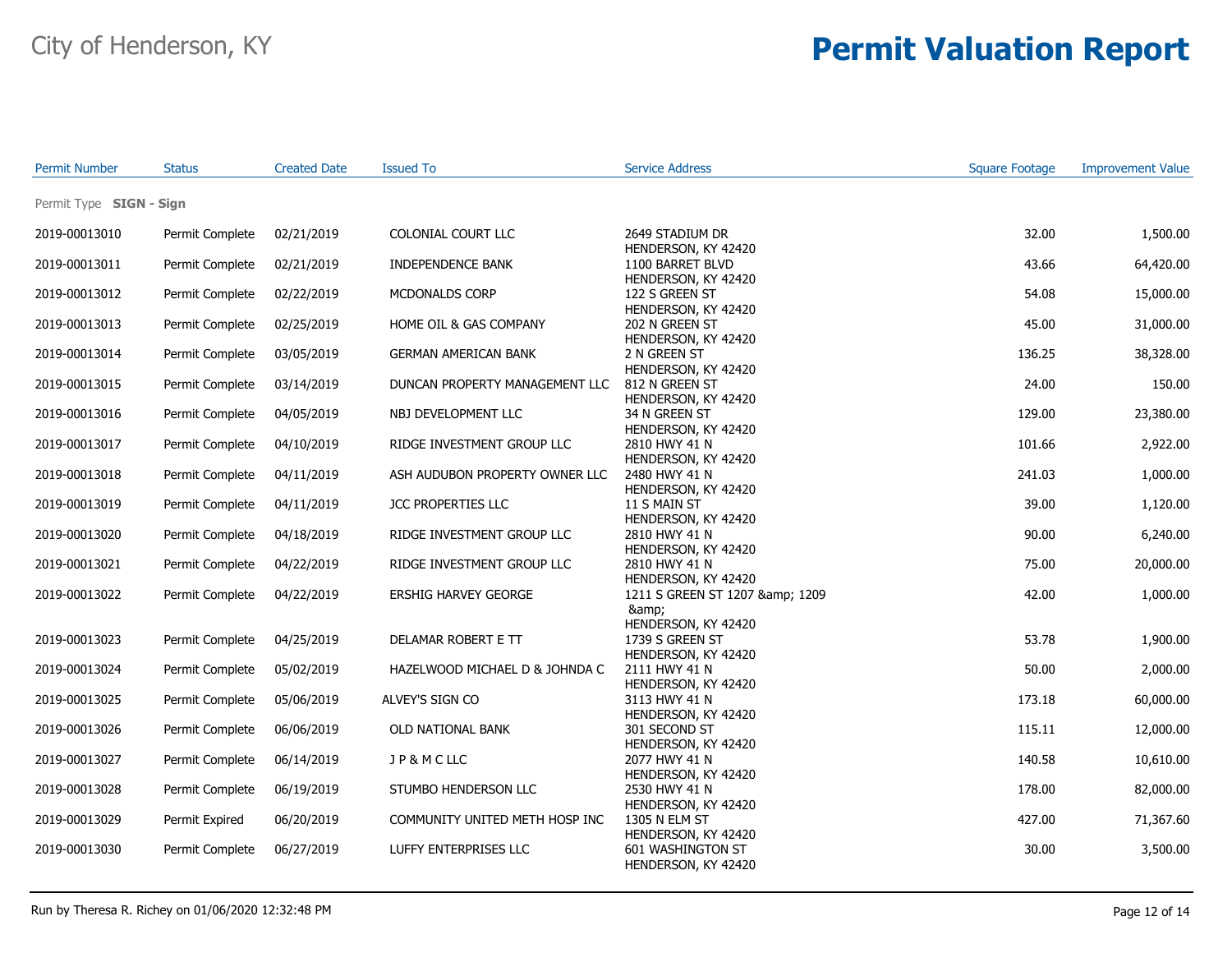# City of Henderson, KY

# Permit Valuation Report

| Permit Number | Status | Created Date | Issued To | Service Address | Square Footage | Improvement Value |
|---|---|---|---|---|---|---|
| Permit Type **SIGN - Sign** | | | | | | |
| 2019-00013010 | Permit Complete | 02/21/2019 | COLONIAL COURT LLC | 2649 STADIUM DR HENDERSON, KY 42420 | 32.00 | 1,500.00 |
| 2019-00013011 | Permit Complete | 02/21/2019 | INDEPENDENCE BANK | 1100 BARRET BLVD HENDERSON, KY 42420 | 43.66 | 64,420.00 |
| 2019-00013012 | Permit Complete | 02/22/2019 | MCDONALDS CORP | 122 S GREEN ST HENDERSON, KY 42420 | 54.08 | 15,000.00 |
| 2019-00013013 | Permit Complete | 02/25/2019 | HOME OIL & GAS COMPANY | 202 N GREEN ST HENDERSON, KY 42420 | 45.00 | 31,000.00 |
| 2019-00013014 | Permit Complete | 03/05/2019 | GERMAN AMERICAN BANK | 2 N GREEN ST HENDERSON, KY 42420 | 136.25 | 38,328.00 |
| 2019-00013015 | Permit Complete | 03/14/2019 | DUNCAN PROPERTY MANAGEMENT LLC | 812 N GREEN ST HENDERSON, KY 42420 | 24.00 | 150.00 |
| 2019-00013016 | Permit Complete | 04/05/2019 | NBJ DEVELOPMENT LLC | 34 N GREEN ST HENDERSON, KY 42420 | 129.00 | 23,380.00 |
| 2019-00013017 | Permit Complete | 04/10/2019 | RIDGE INVESTMENT GROUP LLC | 2810 HWY 41 N HENDERSON, KY 42420 | 101.66 | 2,922.00 |
| 2019-00013018 | Permit Complete | 04/11/2019 | ASH AUDUBON PROPERTY OWNER LLC | 2480 HWY 41 N HENDERSON, KY 42420 | 241.03 | 1,000.00 |
| 2019-00013019 | Permit Complete | 04/11/2019 | JCC PROPERTIES LLC | 11 S MAIN ST HENDERSON, KY 42420 | 39.00 | 1,120.00 |
| 2019-00013020 | Permit Complete | 04/18/2019 | RIDGE INVESTMENT GROUP LLC | 2810 HWY 41 N HENDERSON, KY 42420 | 90.00 | 6,240.00 |
| 2019-00013021 | Permit Complete | 04/22/2019 | RIDGE INVESTMENT GROUP LLC | 2810 HWY 41 N HENDERSON, KY 42420 | 75.00 | 20,000.00 |
| 2019-00013022 | Permit Complete | 04/22/2019 | ERSHIG HARVEY GEORGE | 1211 S GREEN ST 1207 &amp; 1209 &amp; HENDERSON, KY 42420 | 42.00 | 1,000.00 |
| 2019-00013023 | Permit Complete | 04/25/2019 | DELAMAR ROBERT E TT | 1739 S GREEN ST HENDERSON, KY 42420 | 53.78 | 1,900.00 |
| 2019-00013024 | Permit Complete | 05/02/2019 | HAZELWOOD MICHAEL D & JOHNDA C | 2111 HWY 41 N HENDERSON, KY 42420 | 50.00 | 2,000.00 |
| 2019-00013025 | Permit Complete | 05/06/2019 | ALVEY'S SIGN CO | 3113 HWY 41 N HENDERSON, KY 42420 | 173.18 | 60,000.00 |
| 2019-00013026 | Permit Complete | 06/06/2019 | OLD NATIONAL BANK | 301 SECOND ST HENDERSON, KY 42420 | 115.11 | 12,000.00 |
| 2019-00013027 | Permit Complete | 06/14/2019 | J P & M C LLC | 2077 HWY 41 N HENDERSON, KY 42420 | 140.58 | 10,610.00 |
| 2019-00013028 | Permit Complete | 06/19/2019 | STUMBO HENDERSON LLC | 2530 HWY 41 N HENDERSON, KY 42420 | 178.00 | 82,000.00 |
| 2019-00013029 | Permit Expired | 06/20/2019 | COMMUNITY UNITED METH HOSP INC | 1305 N ELM ST HENDERSON, KY 42420 | 427.00 | 71,367.60 |
| 2019-00013030 | Permit Complete | 06/27/2019 | LUFFY ENTERPRISES LLC | 601 WASHINGTON ST HENDERSON, KY 42420 | 30.00 | 3,500.00 |

Run by Theresa R. Richey on 01/06/2020 12:32:48 PM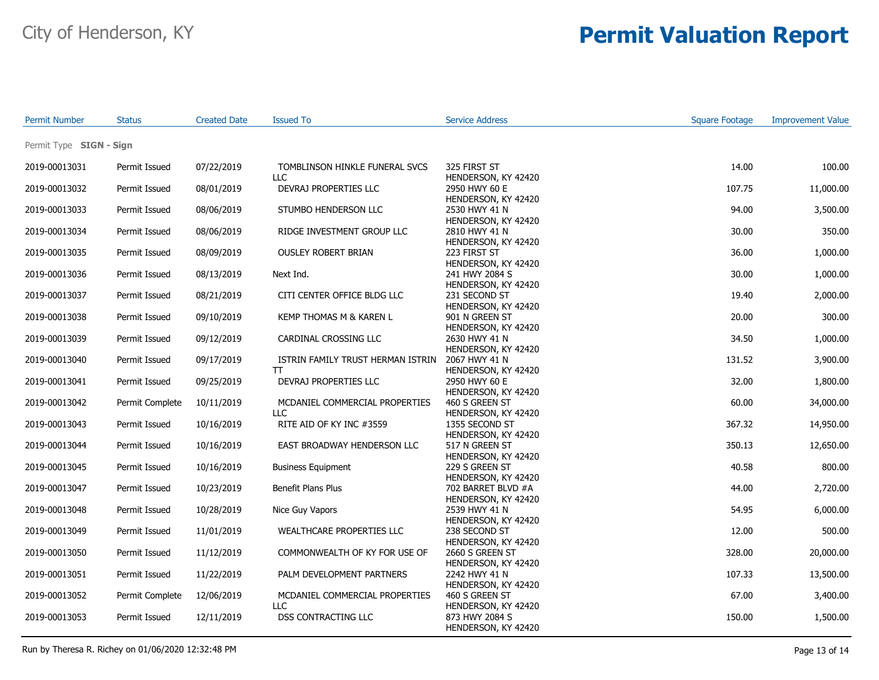# City of Henderson, KY

# Permit Valuation Report

| Permit Number | Status | Created Date | Issued To | Service Address | Square Footage | Improvement Value |
|---|---|---|---|---|---|---|
| Permit Type **SIGN - Sign** | | | | | | |
| 2019-00013031 | Permit Issued | 07/22/2019 | TOMBLINSON HINKLE FUNERAL SVCS LLC | 325 FIRST ST HENDERSON, KY 42420 | 14.00 | 100.00 |
| 2019-00013032 | Permit Issued | 08/01/2019 | DEVRAJ PROPERTIES LLC | 2950 HWY 60 E HENDERSON, KY 42420 | 107.75 | 11,000.00 |
| 2019-00013033 | Permit Issued | 08/06/2019 | STUMBO HENDERSON LLC | 2530 HWY 41 N HENDERSON, KY 42420 | 94.00 | 3,500.00 |
| 2019-00013034 | Permit Issued | 08/06/2019 | RIDGE INVESTMENT GROUP LLC | 2810 HWY 41 N HENDERSON, KY 42420 | 30.00 | 350.00 |
| 2019-00013035 | Permit Issued | 08/09/2019 | OUSLEY ROBERT BRIAN | 223 FIRST ST HENDERSON, KY 42420 | 36.00 | 1,000.00 |
| 2019-00013036 | Permit Issued | 08/13/2019 | Next Ind. | 241 HWY 2084 S HENDERSON, KY 42420 | 30.00 | 1,000.00 |
| 2019-00013037 | Permit Issued | 08/21/2019 | CITI CENTER OFFICE BLDG LLC | 231 SECOND ST HENDERSON, KY 42420 | 19.40 | 2,000.00 |
| 2019-00013038 | Permit Issued | 09/10/2019 | KEMP THOMAS M & KAREN L | 901 N GREEN ST HENDERSON, KY 42420 | 20.00 | 300.00 |
| 2019-00013039 | Permit Issued | 09/12/2019 | CARDINAL CROSSING LLC | 2630 HWY 41 N HENDERSON, KY 42420 | 34.50 | 1,000.00 |
| 2019-00013040 | Permit Issued | 09/17/2019 | ISTRIN FAMILY TRUST HERMAN ISTRIN TT | 2067 HWY 41 N HENDERSON, KY 42420 | 131.52 | 3,900.00 |
| 2019-00013041 | Permit Issued | 09/25/2019 | DEVRAJ PROPERTIES LLC | 2950 HWY 60 E HENDERSON, KY 42420 | 32.00 | 1,800.00 |
| 2019-00013042 | Permit Complete | 10/11/2019 | MCDANIEL COMMERCIAL PROPERTIES LLC | 460 S GREEN ST HENDERSON, KY 42420 | 60.00 | 34,000.00 |
| 2019-00013043 | Permit Issued | 10/16/2019 | RITE AID OF KY INC #3559 | 1355 SECOND ST HENDERSON, KY 42420 | 367.32 | 14,950.00 |
| 2019-00013044 | Permit Issued | 10/16/2019 | EAST BROADWAY HENDERSON LLC | 517 N GREEN ST HENDERSON, KY 42420 | 350.13 | 12,650.00 |
| 2019-00013045 | Permit Issued | 10/16/2019 | Business Equipment | 229 S GREEN ST HENDERSON, KY 42420 | 40.58 | 800.00 |
| 2019-00013047 | Permit Issued | 10/23/2019 | Benefit Plans Plus | 702 BARRET BLVD #A HENDERSON, KY 42420 | 44.00 | 2,720.00 |
| 2019-00013048 | Permit Issued | 10/28/2019 | Nice Guy Vapors | 2539 HWY 41 N HENDERSON, KY 42420 | 54.95 | 6,000.00 |
| 2019-00013049 | Permit Issued | 11/01/2019 | WEALTHCARE PROPERTIES LLC | 238 SECOND ST HENDERSON, KY 42420 | 12.00 | 500.00 |
| 2019-00013050 | Permit Issued | 11/12/2019 | COMMONWEALTH OF KY FOR USE OF | 2660 S GREEN ST HENDERSON, KY 42420 | 328.00 | 20,000.00 |
| 2019-00013051 | Permit Issued | 11/22/2019 | PALM DEVELOPMENT PARTNERS | 2242 HWY 41 N HENDERSON, KY 42420 | 107.33 | 13,500.00 |
| 2019-00013052 | Permit Complete | 12/06/2019 | MCDANIEL COMMERCIAL PROPERTIES LLC | 460 S GREEN ST HENDERSON, KY 42420 | 67.00 | 3,400.00 |
| 2019-00013053 | Permit Issued | 12/11/2019 | DSS CONTRACTING LLC | 873 HWY 2084 S HENDERSON, KY 42420 | 150.00 | 1,500.00 |

Run by Theresa R. Richey on 01/06/2020 12:32:48 PM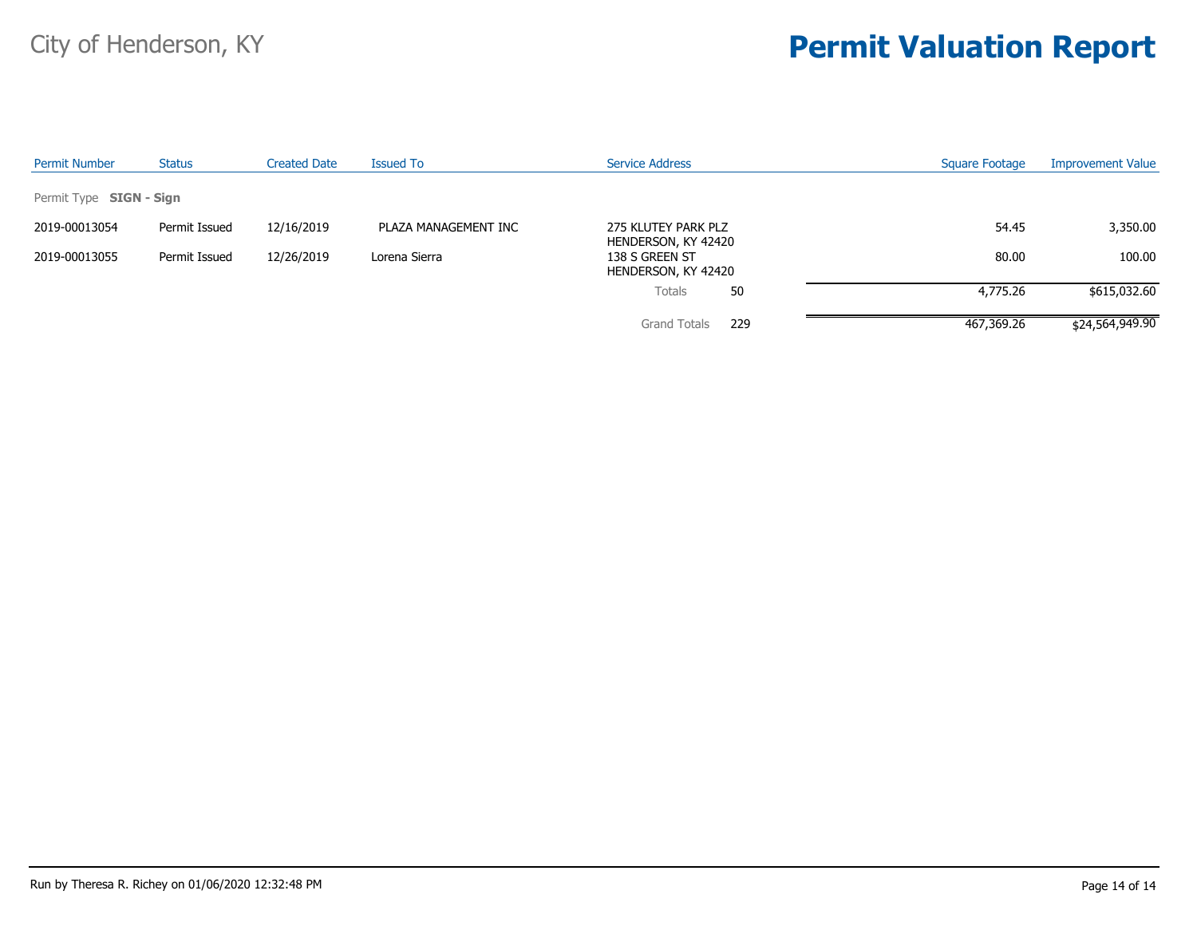City of Henderson, KY

# Permit Valuation Report

| Permit Number | Status | Created Date | Issued To | Service Address | | Square Footage | Improvement Value |
|---|---|---|---|---|---|---|---|
| Permit Type **SIGN - Sign** | | | | | | | |
| 2019-00013054 | Permit Issued | 12/16/2019 | PLAZA MANAGEMENT INC | 275 KLUTEY PARK PLZ HENDERSON, KY 42420 | | 54.45 | 3,350.00 |
| 2019-00013055 | Permit Issued | 12/26/2019 | Lorena Sierra | 138 S GREEN ST HENDERSON, KY 42420 | | 80.00 | 100.00 |
| | | | | Totals | 50 | 4,775.26 | $615,032.60 |
| | | | | Grand Totals | 229 | 467,369.26 | $24,564,949.90 |

Run by Theresa R. Richey on 01/06/2020 12:32:48 PM